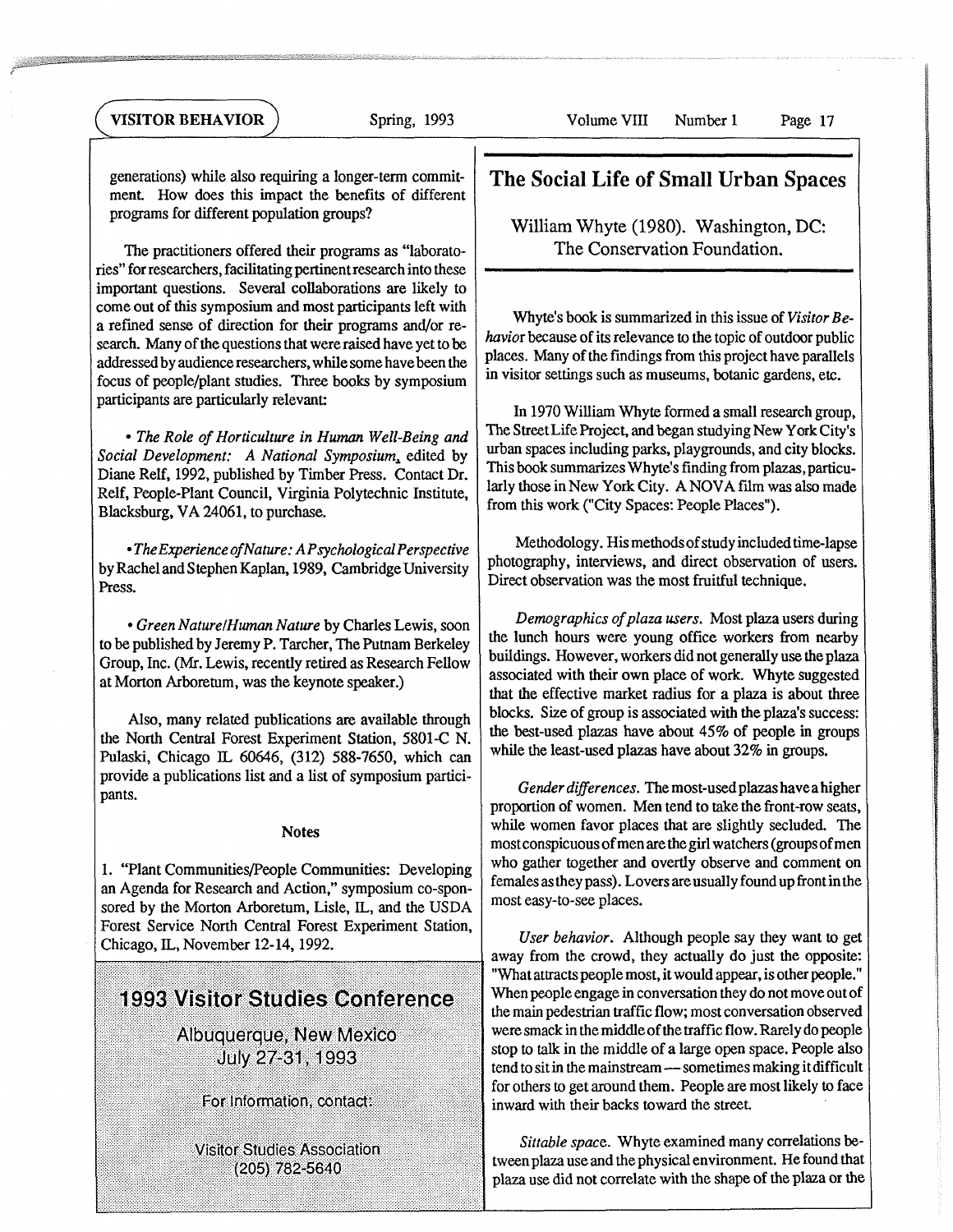generations) while also requiring a longer-term commitment. How does this impact the benefits of different programs for different population groups?

The practitioners offered their programs as "laboratories" for researchers, facilitating pertinent research into these important questions. Several collaborations are likely to come out of this symposium and most participants left with a refined sense of direction for their programs and/or research. Many of the questions that were raised have yet to be addressed by audience researchers, while some have been the focus of people/plant studies. Three books by symposium participants are particularly relevant:

- *The Role of Horticulture in Human Well-Being and Social Development: A National Symposium*, edited by Diane Relf, 1992, published by Timber Press. Contact Dr. Relf, People-Plant Council, Virginia Polytechnic Institute, Blacksburg, VA 24061, to purchase.

- *The Experience of Nature: A Psychological Perspective* by Rachel and Stephen Kaplan, 1989, Cambridge University Press.

- *Green Nature/Human Nature* by Charles Lewis, soon to be published by Jeremy P. Tarcher, The Putnam Berkeley Group, Inc. (Mr. Lewis, recently retired as Research Fellow at Morton Arboretum, was the keynote speaker.)

Also, many related publications are available through the North Central Forest Experiment Station, 5801-C N. Pulaski, Chicago IL 60646, (312) 588-7650, which can provide a publications list and a list of symposium participants.

### Notes

1. "Plant Communities/People Communities: Developing an Agenda for Research and Action," symposium co-sponsored by the Morton Arboretum, Lisle, IL, and the USDA Forest Service North Central Forest Experiment Station, Chicago, IL, November 12-14, 1992.

**1993 Visitor Studies Conference**

Albuquerque, New Mexico
July 27-31, 1993

For information, contact:

Visitor Studies Association
(205) 782-5640

## The Social Life of Small Urban Spaces

William Whyte (1980). Washington, DC: The Conservation Foundation.

Whyte's book is summarized in this issue of *Visitor Behavior* because of its relevance to the topic of outdoor public places. Many of the findings from this project have parallels in visitor settings such as museums, botanic gardens, etc.

In 1970 William Whyte formed a small research group, The Street Life Project, and began studying New York City's urban spaces including parks, playgrounds, and city blocks. This book summarizes Whyte's finding from plazas, particularly those in New York City. A NOVA film was also made from this work ("City Spaces: People Places").

Methodology. His methods of study included time-lapse photography, interviews, and direct observation of users. Direct observation was the most fruitful technique.

*Demographics of plaza users.* Most plaza users during the lunch hours were young office workers from nearby buildings. However, workers did not generally use the plaza associated with their own place of work. Whyte suggested that the effective market radius for a plaza is about three blocks. Size of group is associated with the plaza's success: the best-used plazas have about 45% of people in groups while the least-used plazas have about 32% in groups.

*Gender differences.* The most-used plazas have a higher proportion of women. Men tend to take the front-row seats, while women favor places that are slightly secluded. The most conspicuous of men are the girl watchers (groups of men who gather together and overtly observe and comment on females as they pass). Lovers are usually found up front in the most easy-to-see places.

*User behavior.* Although people say they want to get away from the crowd, they actually do just the opposite: "What attracts people most, it would appear, is other people." When people engage in conversation they do not move out of the main pedestrian traffic flow; most conversation observed were smack in the middle of the traffic flow. Rarely do people stop to talk in the middle of a large open space. People also tend to sit in the mainstream — sometimes making it difficult for others to get around them. People are most likely to face inward with their backs toward the street.

*Sittable space.* Whyte examined many correlations between plaza use and the physical environment. He found that plaza use did not correlate with the shape of the plaza or the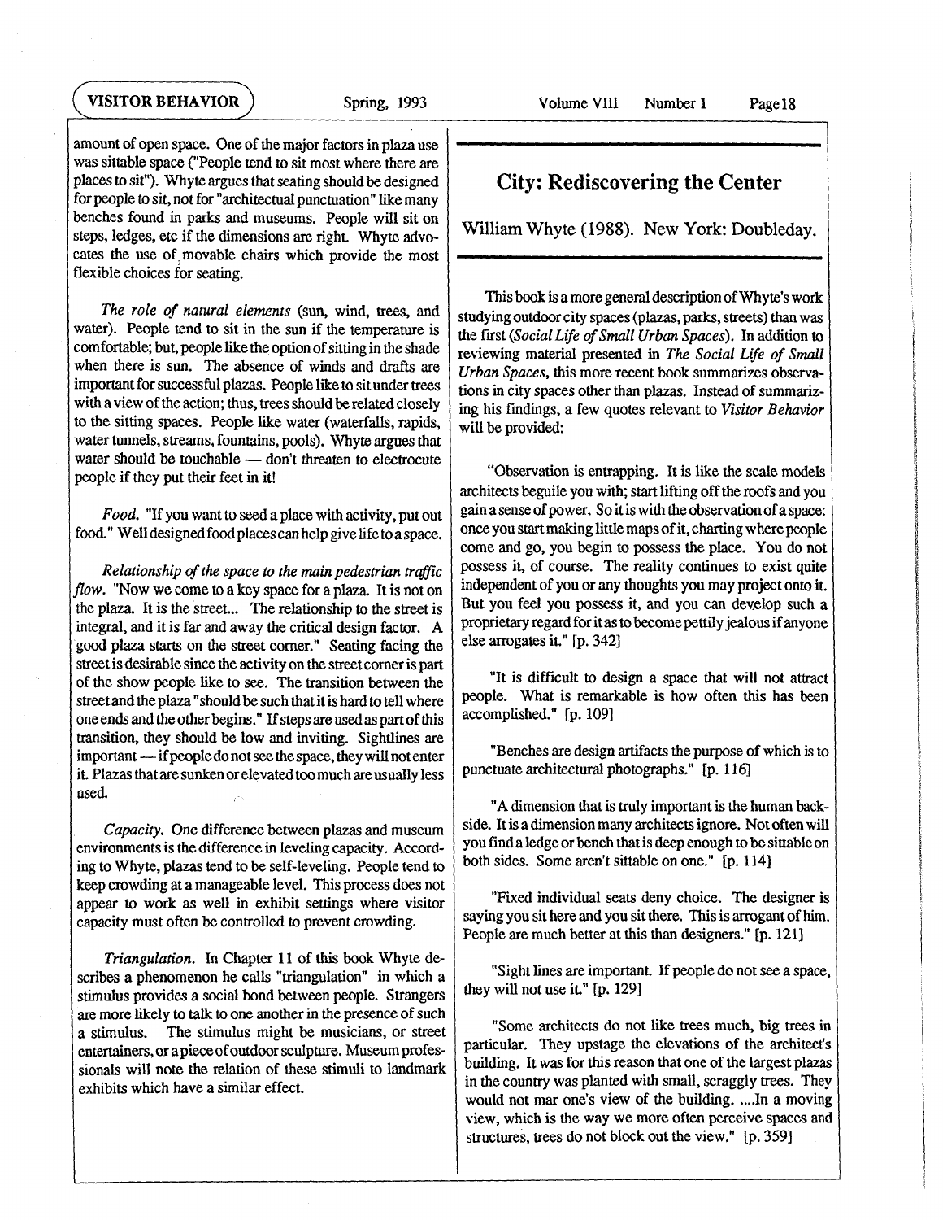amount of open space. One of the major factors in plaza use was sittable space ("People tend to sit most where there are places to sit"). Whyte argues that seating should be designed for people to sit, not for "architectual punctuation" like many benches found in parks and museums. People will sit on steps, ledges, etc if the dimensions are right. Whyte advocates the use of movable chairs which provide the most flexible choices for seating.

*The role of natural elements* (sun, wind, trees, and water). People tend to sit in the sun if the temperature is comfortable; but, people like the option of sitting in the shade when there is sun. The absence of winds and drafts are important for successful plazas. People like to sit under trees with a view of the action; thus, trees should be related closely to the sitting spaces. People like water (waterfalls, rapids, water tunnels, streams, fountains, pools). Whyte argues that water should be touchable — don't threaten to electrocute people if they put their feet in it!

*Food.* "If you want to seed a place with activity, put out food." Well designed food places can help give life to a space.

*Relationship of the space to the main pedestrian traffic flow.* "Now we come to a key space for a plaza. It is not on the plaza. It is the street... The relationship to the street is integral, and it is far and away the critical design factor. A good plaza starts on the street corner." Seating facing the street is desirable since the activity on the street corner is part of the show people like to see. The transition between the street and the plaza "should be such that it is hard to tell where one ends and the other begins." If steps are used as part of this transition, they should be low and inviting. Sightlines are important — if people do not see the space, they will not enter it. Plazas that are sunken or elevated too much are usually less used.

*Capacity.* One difference between plazas and museum environments is the difference in leveling capacity. According to Whyte, plazas tend to be self-leveling. People tend to keep crowding at a manageable level. This process does not appear to work as well in exhibit settings where visitor capacity must often be controlled to prevent crowding.

*Triangulation.* In Chapter 11 of this book Whyte describes a phenomenon he calls "triangulation" in which a stimulus provides a social bond between people. Strangers are more likely to talk to one another in the presence of such a stimulus. The stimulus might be musicians, or street entertainers, or a piece of outdoor sculpture. Museum professionals will note the relation of these stimuli to landmark exhibits which have a similar effect.

## City: Rediscovering the Center

William Whyte (1988). New York: Doubleday.

This book is a more general description of Whyte's work studying outdoor city spaces (plazas, parks, streets) than was the first (*Social Life of Small Urban Spaces*). In addition to reviewing material presented in *The Social Life of Small Urban Spaces*, this more recent book summarizes observations in city spaces other than plazas. Instead of summarizing his findings, a few quotes relevant to *Visitor Behavior* will be provided:

"Observation is entrapping. It is like the scale models architects beguile you with; start lifting off the roofs and you gain a sense of power. So it is with the observation of a space: once you start making little maps of it, charting where people come and go, you begin to possess the place. You do not possess it, of course. The reality continues to exist quite independent of you or any thoughts you may project onto it. But you feel you possess it, and you can develop such a proprietary regard for it as to become pettily jealous if anyone else arrogates it." [p. 342]

"It is difficult to design a space that will not attract people. What is remarkable is how often this has been accomplished." [p. 109]

"Benches are design artifacts the purpose of which is to punctuate architectural photographs." [p. 116]

"A dimension that is truly important is the human backside. It is a dimension many architects ignore. Not often will you find a ledge or bench that is deep enough to be sittable on both sides. Some aren't sittable on one." [p. 114]

"Fixed individual seats deny choice. The designer is saying you sit here and you sit there. This is arrogant of him. People are much better at this than designers." [p. 121]

"Sight lines are important. If people do not see a space, they will not use it." [p. 129]

"Some architects do not like trees much, big trees in particular. They upstage the elevations of the architect's building. It was for this reason that one of the largest plazas in the country was planted with small, scraggly trees. They would not mar one's view of the building. ....In a moving view, which is the way we more often perceive spaces and structures, trees do not block out the view." [p. 359]